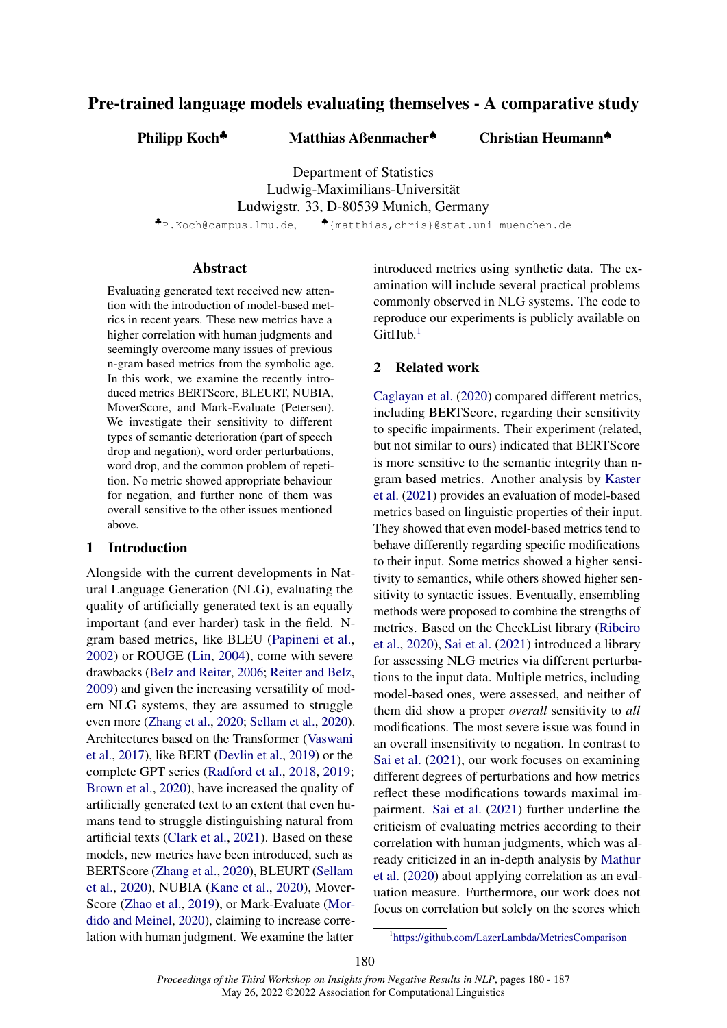# Pre-trained language models evaluating themselves - A comparative study

**Philipp Koch**[♣] **Matthias Aßenmacher**[♠] **Christian Heumann**[♠]

Department of Statistics
Ludwig-Maximilians-Universität
Ludwigstr. 33, D-80539 Munich, Germany

[♣]P.Koch@campus.lmu.de, [♠]{matthias,chris}@stat.uni-muenchen.de

## Abstract

Evaluating generated text received new attention with the introduction of model-based metrics in recent years. These new metrics have a higher correlation with human judgments and seemingly overcome many issues of previous n-gram based metrics from the symbolic age. In this work, we examine the recently introduced metrics BERTScore, BLEURT, NUBIA, MoverScore, and Mark-Evaluate (Petersen). We investigate their sensitivity to different types of semantic deterioration (part of speech drop and negation), word order perturbations, word drop, and the common problem of repetition. No metric showed appropriate behaviour for negation, and further none of them was overall sensitive to the other issues mentioned above.

## 1 Introduction

Alongside with the current developments in Natural Language Generation (NLG), evaluating the quality of artificially generated text is an equally important (and ever harder) task in the field. N-gram based metrics, like BLEU (Papineni et al., 2002) or ROUGE (Lin, 2004), come with severe drawbacks (Belz and Reiter, 2006; Reiter and Belz, 2009) and given the increasing versatility of modern NLG systems, they are assumed to struggle even more (Zhang et al., 2020; Sellam et al., 2020). Architectures based on the Transformer (Vaswani et al., 2017), like BERT (Devlin et al., 2019) or the complete GPT series (Radford et al., 2018, 2019; Brown et al., 2020), have increased the quality of artificially generated text to an extent that even humans tend to struggle distinguishing natural from artificial texts (Clark et al., 2021). Based on these models, new metrics have been introduced, such as BERTScore (Zhang et al., 2020), BLEURT (Sellam et al., 2020), NUBIA (Kane et al., 2020), MoverScore (Zhao et al., 2019), or Mark-Evaluate (Mordido and Meinel, 2020), claiming to increase correlation with human judgment. We examine the latter introduced metrics using synthetic data. The examination will include several practical problems commonly observed in NLG systems. The code to reproduce our experiments is publicly available on GitHub.[1]

## 2 Related work

Caglayan et al. (2020) compared different metrics, including BERTScore, regarding their sensitivity to specific impairments. Their experiment (related, but not similar to ours) indicated that BERTScore is more sensitive to the semantic integrity than n-gram based metrics. Another analysis by Kaster et al. (2021) provides an evaluation of model-based metrics based on linguistic properties of their input. They showed that even model-based metrics tend to behave differently regarding specific modifications to their input. Some metrics showed a higher sensitivity to semantics, while others showed higher sensitivity to syntactic issues. Eventually, ensembling methods were proposed to combine the strengths of metrics. Based on the CheckList library (Ribeiro et al., 2020), Sai et al. (2021) introduced a library for assessing NLG metrics via different perturbations to the input data. Multiple metrics, including model-based ones, were assessed, and neither of them did show a proper *overall* sensitivity to *all* modifications. The most severe issue was found in an overall insensitivity to negation. In contrast to Sai et al. (2021), our work focuses on examining different degrees of perturbations and how metrics reflect these modifications towards maximal impairment. Sai et al. (2021) further underline the criticism of evaluating metrics according to their correlation with human judgments, which was already criticized in an in-depth analysis by Mathur et al. (2020) about applying correlation as an evaluation measure. Furthermore, our work does not focus on correlation but solely on the scores which

[1] https://github.com/LazerLambda/MetricsComparison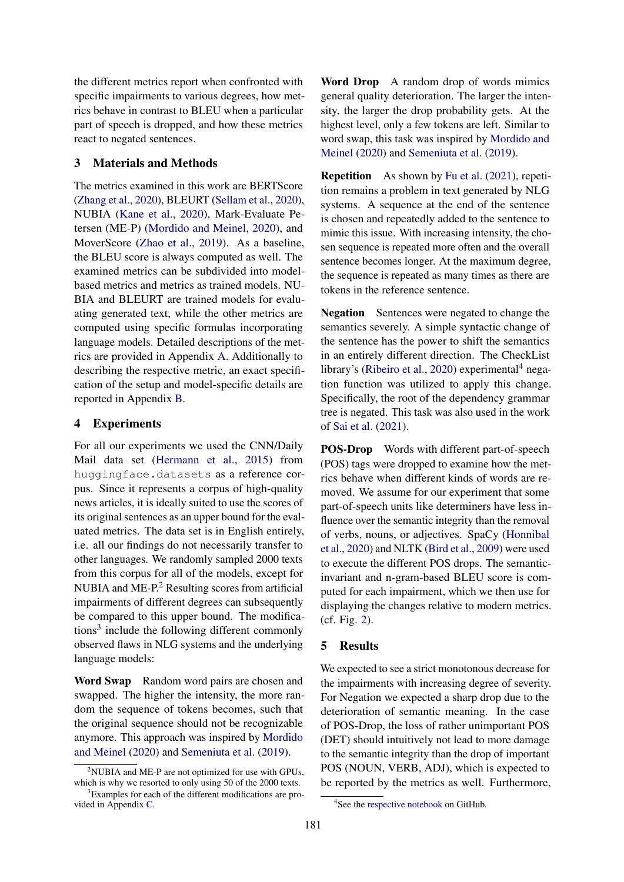the different metrics report when confronted with specific impairments to various degrees, how metrics behave in contrast to BLEU when a particular part of speech is dropped, and how these metrics react to negated sentences.

## 3 Materials and Methods

The metrics examined in this work are BERTScore (Zhang et al., 2020), BLEURT (Sellam et al., 2020), NUBIA (Kane et al., 2020), Mark-Evaluate Petersen (ME-P) (Mordido and Meinel, 2020), and MoverScore (Zhao et al., 2019). As a baseline, the BLEU score is always computed as well. The examined metrics can be subdivided into model-based metrics and metrics as trained models. NUBIA and BLEURT are trained models for evaluating generated text, while the other metrics are computed using specific formulas incorporating language models. Detailed descriptions of the metrics are provided in Appendix A. Additionally to describing the respective metric, an exact specification of the setup and model-specific details are reported in Appendix B.

## 4 Experiments

For all our experiments we used the CNN/Daily Mail data set (Hermann et al., 2015) from `huggingface.datasets` as a reference corpus. Since it represents a corpus of high-quality news articles, it is ideally suited to use the scores of its original sentences as an upper bound for the evaluated metrics. The data set is in English entirely, i.e. all our findings do not necessarily transfer to other languages. We randomly sampled 2000 texts from this corpus for all of the models, except for NUBIA and ME-P.[2] Resulting scores from artificial impairments of different degrees can subsequently be compared to this upper bound. The modifications[3] include the following different commonly observed flaws in NLG systems and the underlying language models:

**Word Swap** Random word pairs are chosen and swapped. The higher the intensity, the more random the sequence of tokens becomes, such that the original sequence should not be recognizable anymore. This approach was inspired by Mordido and Meinel (2020) and Semeniuta et al. (2019).

**Word Drop** A random drop of words mimics general quality deterioration. The larger the intensity, the larger the drop probability gets. At the highest level, only a few tokens are left. Similar to word swap, this task was inspired by Mordido and Meinel (2020) and Semeniuta et al. (2019).

**Repetition** As shown by Fu et al. (2021), repetition remains a problem in text generated by NLG systems. A sequence at the end of the sentence is chosen and repeatedly added to the sentence to mimic this issue. With increasing intensity, the chosen sequence is repeated more often and the overall sentence becomes longer. At the maximum degree, the sequence is repeated as many times as there are tokens in the reference sentence.

**Negation** Sentences were negated to change the semantics severely. A simple syntactic change of the sentence has the power to shift the semantics in an entirely different direction. The CheckList library's (Ribeiro et al., 2020) experimental[4] negation function was utilized to apply this change. Specifically, the root of the dependency grammar tree is negated. This task was also used in the work of Sai et al. (2021).

**POS-Drop** Words with different part-of-speech (POS) tags were dropped to examine how the metrics behave when different kinds of words are removed. We assume for our experiment that some part-of-speech units like determiners have less influence over the semantic integrity than the removal of verbs, nouns, or adjectives. SpaCy (Honnibal et al., 2020) and NLTK (Bird et al., 2009) were used to execute the different POS drops. The semantic-invariant and n-gram-based BLEU score is computed for each impairment, which we then use for displaying the changes relative to modern metrics. (cf. Fig. 2).

## 5 Results

We expected to see a strict monotonous decrease for the impairments with increasing degree of severity. For Negation we expected a sharp drop due to the deterioration of semantic meaning. In the case of POS-Drop, the loss of rather unimportant POS (DET) should intuitively not lead to more damage to the semantic integrity than the drop of important POS (NOUN, VERB, ADJ), which is expected to be reported by the metrics as well. Furthermore,

[2] NUBIA and ME-P are not optimized for use with GPUs, which is why we resorted to only using 50 of the 2000 texts.

[3] Examples for each of the different modifications are provided in Appendix C.

[4] See the respective notebook on GitHub.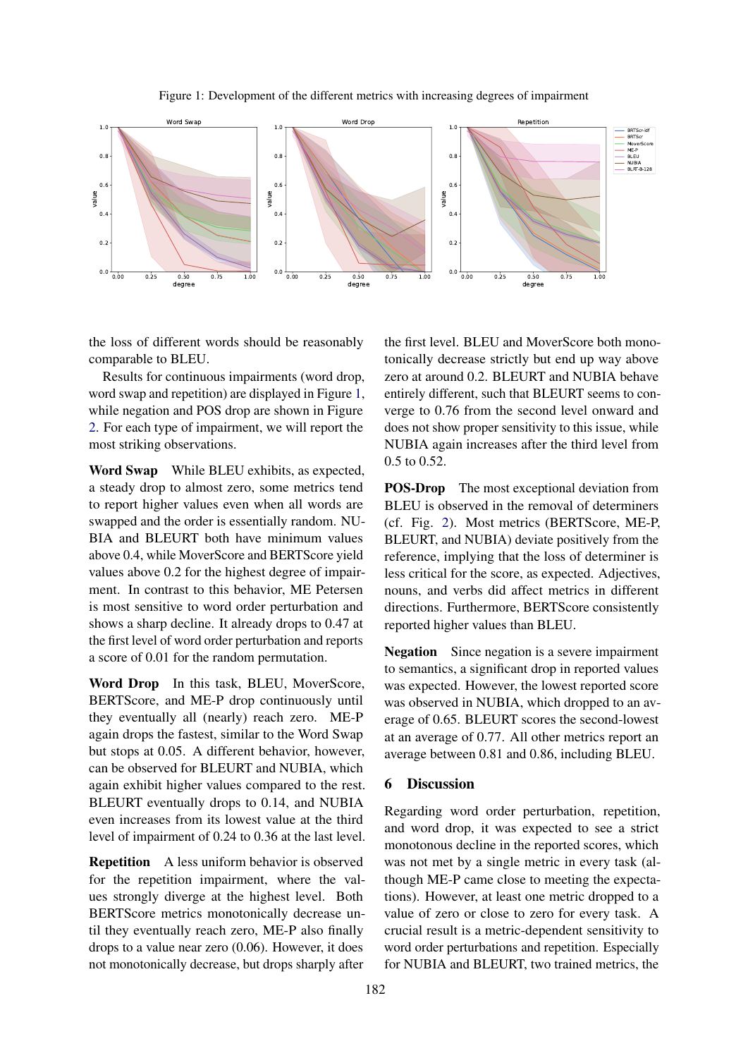Figure 1: Development of the different metrics with increasing degrees of impairment

the loss of different words should be reasonably comparable to BLEU.

Results for continuous impairments (word drop, word swap and repetition) are displayed in Figure 1, while negation and POS drop are shown in Figure 2. For each type of impairment, we will report the most striking observations.

**Word Swap** While BLEU exhibits, as expected, a steady drop to almost zero, some metrics tend to report higher values even when all words are swapped and the order is essentially random. NUBIA and BLEURT both have minimum values above 0.4, while MoverScore and BERTScore yield values above 0.2 for the highest degree of impairment. In contrast to this behavior, ME Petersen is most sensitive to word order perturbation and shows a sharp decline. It already drops to 0.47 at the first level of word order perturbation and reports a score of 0.01 for the random permutation.

**Word Drop** In this task, BLEU, MoverScore, BERTScore, and ME-P drop continuously until they eventually all (nearly) reach zero. ME-P again drops the fastest, similar to the Word Swap but stops at 0.05. A different behavior, however, can be observed for BLEURT and NUBIA, which again exhibit higher values compared to the rest. BLEURT eventually drops to 0.14, and NUBIA even increases from its lowest value at the third level of impairment of 0.24 to 0.36 at the last level.

**Repetition** A less uniform behavior is observed for the repetition impairment, where the values strongly diverge at the highest level. Both BERTScore metrics monotonically decrease until they eventually reach zero, ME-P also finally drops to a value near zero (0.06). However, it does not monotonically decrease, but drops sharply after the first level. BLEU and MoverScore both monotonically decrease strictly but end up way above zero at around 0.2. BLEURT and NUBIA behave entirely different, such that BLEURT seems to converge to 0.76 from the second level onward and does not show proper sensitivity to this issue, while NUBIA again increases after the third level from 0.5 to 0.52.

**POS-Drop** The most exceptional deviation from BLEU is observed in the removal of determiners (cf. Fig. 2). Most metrics (BERTScore, ME-P, BLEURT, and NUBIA) deviate positively from the reference, implying that the loss of determiner is less critical for the score, as expected. Adjectives, nouns, and verbs did affect metrics in different directions. Furthermore, BERTScore consistently reported higher values than BLEU.

**Negation** Since negation is a severe impairment to semantics, a significant drop in reported values was expected. However, the lowest reported score was observed in NUBIA, which dropped to an average of 0.65. BLEURT scores the second-lowest at an average of 0.77. All other metrics report an average between 0.81 and 0.86, including BLEU.

## 6 Discussion

Regarding word order perturbation, repetition, and word drop, it was expected to see a strict monotonous decline in the reported scores, which was not met by a single metric in every task (although ME-P came close to meeting the expectations). However, at least one metric dropped to a value of zero or close to zero for every task. A crucial result is a metric-dependent sensitivity to word order perturbations and repetition. Especially for NUBIA and BLEURT, two trained metrics, the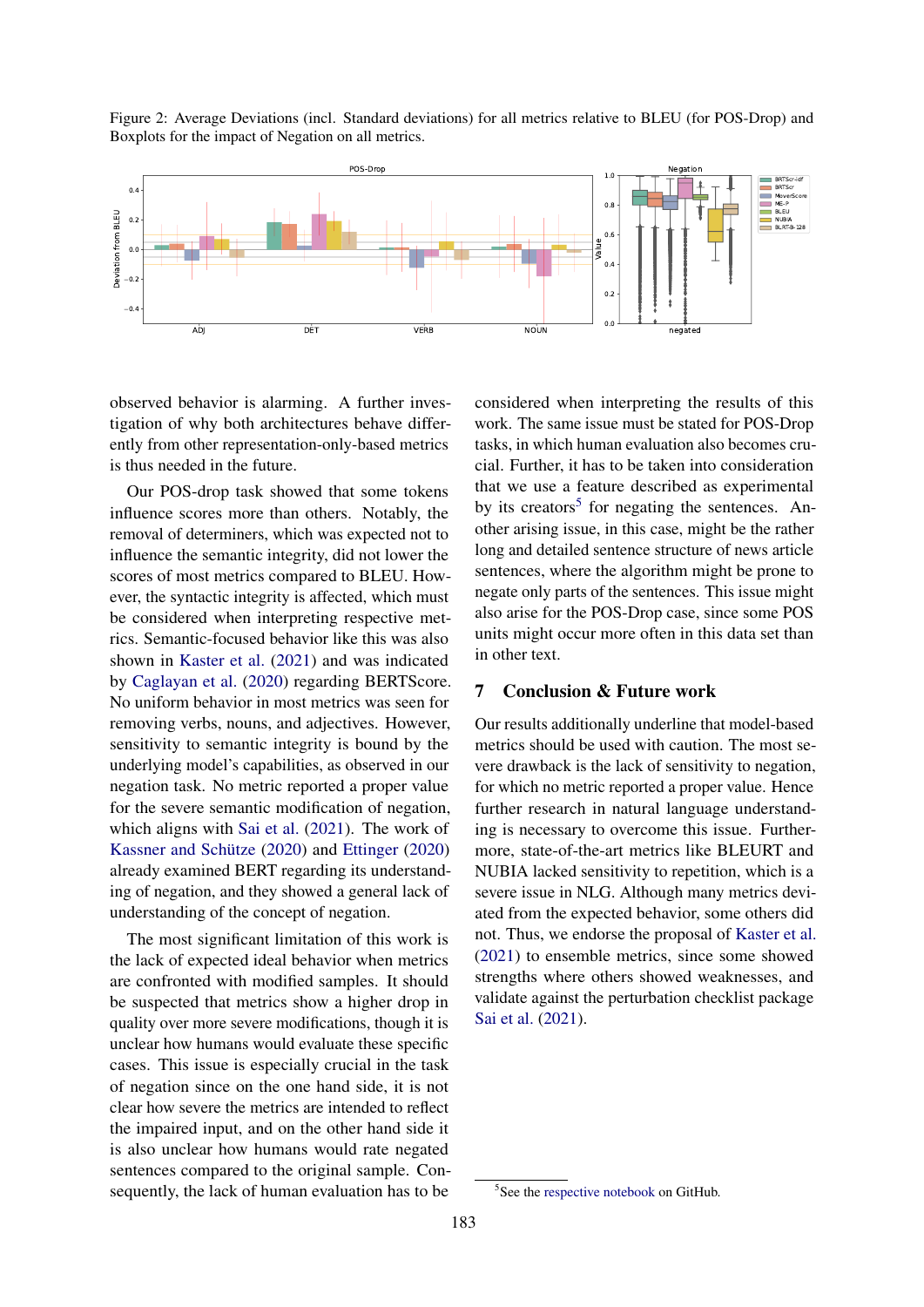Figure 2: Average Deviations (incl. Standard deviations) for all metrics relative to BLEU (for POS-Drop) and Boxplots for the impact of Negation on all metrics.

observed behavior is alarming. A further investigation of why both architectures behave differently from other representation-only-based metrics is thus needed in the future.

Our POS-drop task showed that some tokens influence scores more than others. Notably, the removal of determiners, which was expected not to influence the semantic integrity, did not lower the scores of most metrics compared to BLEU. However, the syntactic integrity is affected, which must be considered when interpreting respective metrics. Semantic-focused behavior like this was also shown in Kaster et al. (2021) and was indicated by Caglayan et al. (2020) regarding BERTScore. No uniform behavior in most metrics was seen for removing verbs, nouns, and adjectives. However, sensitivity to semantic integrity is bound by the underlying model's capabilities, as observed in our negation task. No metric reported a proper value for the severe semantic modification of negation, which aligns with Sai et al. (2021). The work of Kassner and Schütze (2020) and Ettinger (2020) already examined BERT regarding its understanding of negation, and they showed a general lack of understanding of the concept of negation.

The most significant limitation of this work is the lack of expected ideal behavior when metrics are confronted with modified samples. It should be suspected that metrics show a higher drop in quality over more severe modifications, though it is unclear how humans would evaluate these specific cases. This issue is especially crucial in the task of negation since on the one hand side, it is not clear how severe the metrics are intended to reflect the impaired input, and on the other hand side it is also unclear how humans would rate negated sentences compared to the original sample. Consequently, the lack of human evaluation has to be considered when interpreting the results of this work. The same issue must be stated for POS-Drop tasks, in which human evaluation also becomes crucial. Further, it has to be taken into consideration that we use a feature described as experimental by its creators[5] for negating the sentences. Another arising issue, in this case, might be the rather long and detailed sentence structure of news article sentences, where the algorithm might be prone to negate only parts of the sentences. This issue might also arise for the POS-Drop case, since some POS units might occur more often in this data set than in other text.

## 7 Conclusion & Future work

Our results additionally underline that model-based metrics should be used with caution. The most severe drawback is the lack of sensitivity to negation, for which no metric reported a proper value. Hence further research in natural language understanding is necessary to overcome this issue. Furthermore, state-of-the-art metrics like BLEURT and NUBIA lacked sensitivity to repetition, which is a severe issue in NLG. Although many metrics deviated from the expected behavior, some others did not. Thus, we endorse the proposal of Kaster et al. (2021) to ensemble metrics, since some showed strengths where others showed weaknesses, and validate against the perturbation checklist package Sai et al. (2021).

[5] See the respective notebook on GitHub.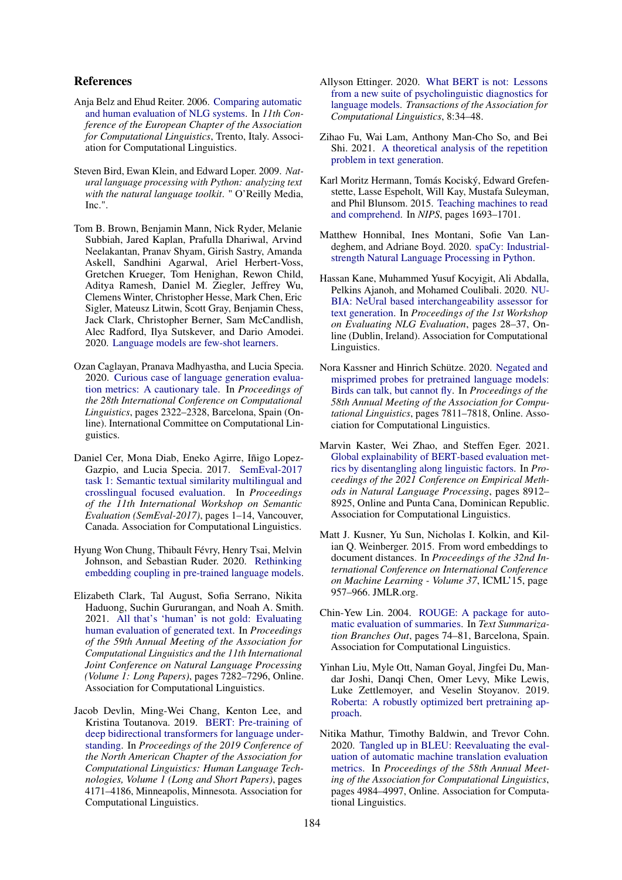## References

Anja Belz and Ehud Reiter. 2006. Comparing automatic and human evaluation of NLG systems. In *11th Conference of the European Chapter of the Association for Computational Linguistics*, Trento, Italy. Association for Computational Linguistics.

Steven Bird, Ewan Klein, and Edward Loper. 2009. *Natural language processing with Python: analyzing text with the natural language toolkit*. " O'Reilly Media, Inc.".

Tom B. Brown, Benjamin Mann, Nick Ryder, Melanie Subbiah, Jared Kaplan, Prafulla Dhariwal, Arvind Neelakantan, Pranav Shyam, Girish Sastry, Amanda Askell, Sandhini Agarwal, Ariel Herbert-Voss, Gretchen Krueger, Tom Henighan, Rewon Child, Aditya Ramesh, Daniel M. Ziegler, Jeffrey Wu, Clemens Winter, Christopher Hesse, Mark Chen, Eric Sigler, Mateusz Litwin, Scott Gray, Benjamin Chess, Jack Clark, Christopher Berner, Sam McCandlish, Alec Radford, Ilya Sutskever, and Dario Amodei. 2020. Language models are few-shot learners.

Ozan Caglayan, Pranava Madhyastha, and Lucia Specia. 2020. Curious case of language generation evaluation metrics: A cautionary tale. In *Proceedings of the 28th International Conference on Computational Linguistics*, pages 2322–2328, Barcelona, Spain (Online). International Committee on Computational Linguistics.

Daniel Cer, Mona Diab, Eneko Agirre, Iñigo Lopez-Gazpio, and Lucia Specia. 2017. SemEval-2017 task 1: Semantic textual similarity multilingual and crosslingual focused evaluation. In *Proceedings of the 11th International Workshop on Semantic Evaluation (SemEval-2017)*, pages 1–14, Vancouver, Canada. Association for Computational Linguistics.

Hyung Won Chung, Thibault Févry, Henry Tsai, Melvin Johnson, and Sebastian Ruder. 2020. Rethinking embedding coupling in pre-trained language models.

Elizabeth Clark, Tal August, Sofia Serrano, Nikita Haduong, Suchin Gururangan, and Noah A. Smith. 2021. All that's 'human' is not gold: Evaluating human evaluation of generated text. In *Proceedings of the 59th Annual Meeting of the Association for Computational Linguistics and the 11th International Joint Conference on Natural Language Processing (Volume 1: Long Papers)*, pages 7282–7296, Online. Association for Computational Linguistics.

Jacob Devlin, Ming-Wei Chang, Kenton Lee, and Kristina Toutanova. 2019. BERT: Pre-training of deep bidirectional transformers for language understanding. In *Proceedings of the 2019 Conference of the North American Chapter of the Association for Computational Linguistics: Human Language Technologies, Volume 1 (Long and Short Papers)*, pages 4171–4186, Minneapolis, Minnesota. Association for Computational Linguistics.

Allyson Ettinger. 2020. What BERT is not: Lessons from a new suite of psycholinguistic diagnostics for language models. *Transactions of the Association for Computational Linguistics*, 8:34–48.

Zihao Fu, Wai Lam, Anthony Man-Cho So, and Bei Shi. 2021. A theoretical analysis of the repetition problem in text generation.

Karl Moritz Hermann, Tomás Kociský, Edward Grefenstette, Lasse Espeholt, Will Kay, Mustafa Suleyman, and Phil Blunsom. 2015. Teaching machines to read and comprehend. In *NIPS*, pages 1693–1701.

Matthew Honnibal, Ines Montani, Sofie Van Landeghem, and Adriane Boyd. 2020. spaCy: Industrial-strength Natural Language Processing in Python.

Hassan Kane, Muhammed Yusuf Kocyigit, Ali Abdalla, Pelkins Ajanoh, and Mohamed Coulibali. 2020. NUBIA: NeUral based interchangeability assessor for text generation. In *Proceedings of the 1st Workshop on Evaluating NLG Evaluation*, pages 28–37, Online (Dublin, Ireland). Association for Computational Linguistics.

Nora Kassner and Hinrich Schütze. 2020. Negated and misprimed probes for pretrained language models: Birds can talk, but cannot fly. In *Proceedings of the 58th Annual Meeting of the Association for Computational Linguistics*, pages 7811–7818, Online. Association for Computational Linguistics.

Marvin Kaster, Wei Zhao, and Steffen Eger. 2021. Global explainability of BERT-based evaluation metrics by disentangling along linguistic factors. In *Proceedings of the 2021 Conference on Empirical Methods in Natural Language Processing*, pages 8912–8925, Online and Punta Cana, Dominican Republic. Association for Computational Linguistics.

Matt J. Kusner, Yu Sun, Nicholas I. Kolkin, and Kilian Q. Weinberger. 2015. From word embeddings to document distances. In *Proceedings of the 32nd International Conference on International Conference on Machine Learning - Volume 37*, ICML'15, page 957–966. JMLR.org.

Chin-Yew Lin. 2004. ROUGE: A package for automatic evaluation of summaries. In *Text Summarization Branches Out*, pages 74–81, Barcelona, Spain. Association for Computational Linguistics.

Yinhan Liu, Myle Ott, Naman Goyal, Jingfei Du, Mandar Joshi, Danqi Chen, Omer Levy, Mike Lewis, Luke Zettlemoyer, and Veselin Stoyanov. 2019. Roberta: A robustly optimized bert pretraining approach.

Nitika Mathur, Timothy Baldwin, and Trevor Cohn. 2020. Tangled up in BLEU: Reevaluating the evaluation of automatic machine translation evaluation metrics. In *Proceedings of the 58th Annual Meeting of the Association for Computational Linguistics*, pages 4984–4997, Online. Association for Computational Linguistics.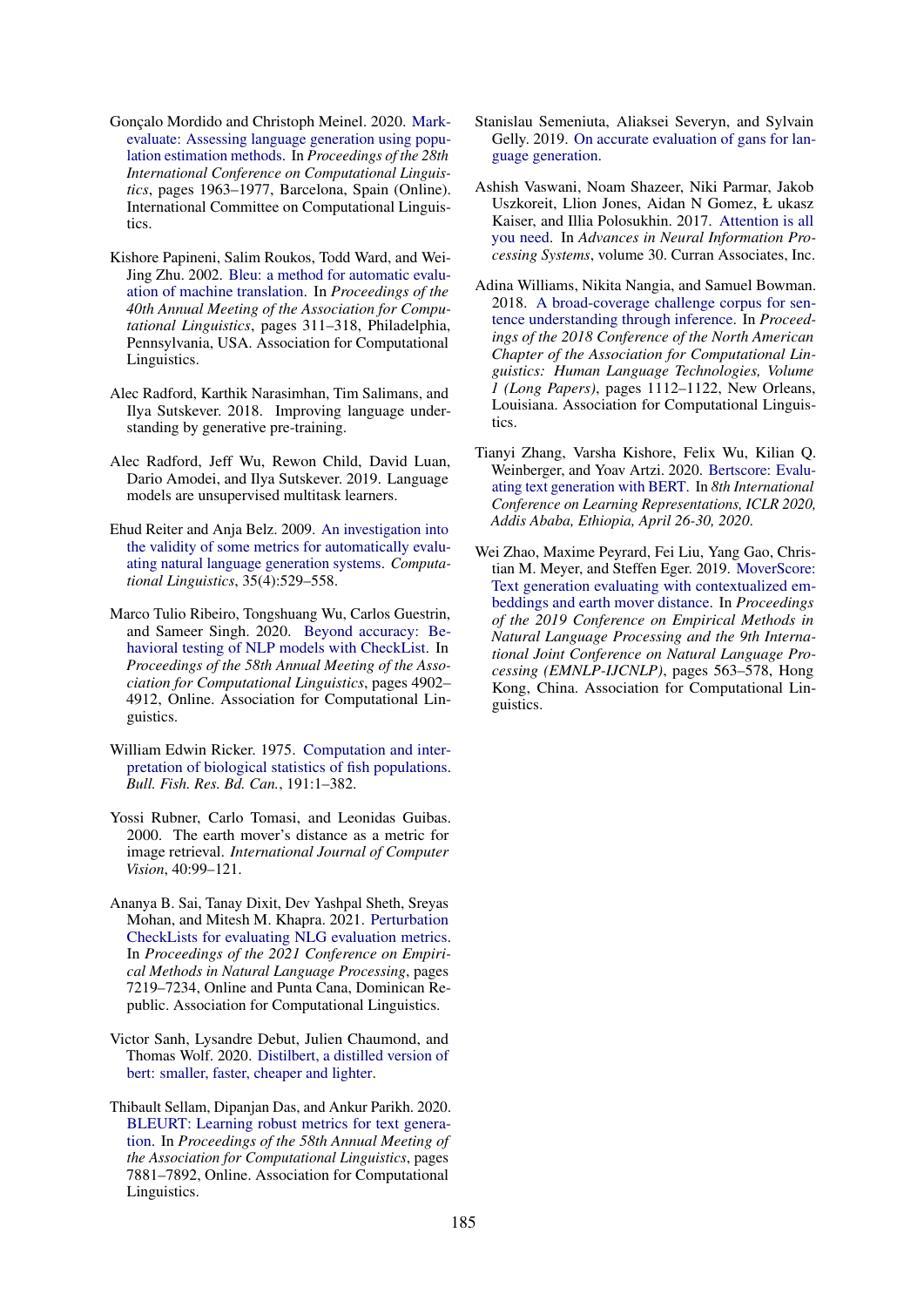Gonçalo Mordido and Christoph Meinel. 2020. Mark-evaluate: Assessing language generation using population estimation methods. In *Proceedings of the 28th International Conference on Computational Linguistics*, pages 1963–1977, Barcelona, Spain (Online). International Committee on Computational Linguistics.

Kishore Papineni, Salim Roukos, Todd Ward, and Wei-Jing Zhu. 2002. Bleu: a method for automatic evaluation of machine translation. In *Proceedings of the 40th Annual Meeting of the Association for Computational Linguistics*, pages 311–318, Philadelphia, Pennsylvania, USA. Association for Computational Linguistics.

Alec Radford, Karthik Narasimhan, Tim Salimans, and Ilya Sutskever. 2018. Improving language understanding by generative pre-training.

Alec Radford, Jeff Wu, Rewon Child, David Luan, Dario Amodei, and Ilya Sutskever. 2019. Language models are unsupervised multitask learners.

Ehud Reiter and Anja Belz. 2009. An investigation into the validity of some metrics for automatically evaluating natural language generation systems. *Computational Linguistics*, 35(4):529–558.

Marco Tulio Ribeiro, Tongshuang Wu, Carlos Guestrin, and Sameer Singh. 2020. Beyond accuracy: Behavioral testing of NLP models with CheckList. In *Proceedings of the 58th Annual Meeting of the Association for Computational Linguistics*, pages 4902–4912, Online. Association for Computational Linguistics.

William Edwin Ricker. 1975. Computation and interpretation of biological statistics of fish populations. *Bull. Fish. Res. Bd. Can.*, 191:1–382.

Yossi Rubner, Carlo Tomasi, and Leonidas Guibas. 2000. The earth mover's distance as a metric for image retrieval. *International Journal of Computer Vision*, 40:99–121.

Ananya B. Sai, Tanay Dixit, Dev Yashpal Sheth, Sreyas Mohan, and Mitesh M. Khapra. 2021. Perturbation CheckLists for evaluating NLG evaluation metrics. In *Proceedings of the 2021 Conference on Empirical Methods in Natural Language Processing*, pages 7219–7234, Online and Punta Cana, Dominican Republic. Association for Computational Linguistics.

Victor Sanh, Lysandre Debut, Julien Chaumond, and Thomas Wolf. 2020. Distilbert, a distilled version of bert: smaller, faster, cheaper and lighter.

Thibault Sellam, Dipanjan Das, and Ankur Parikh. 2020. BLEURT: Learning robust metrics for text generation. In *Proceedings of the 58th Annual Meeting of the Association for Computational Linguistics*, pages 7881–7892, Online. Association for Computational Linguistics.

Stanislau Semeniuta, Aliaksei Severyn, and Sylvain Gelly. 2019. On accurate evaluation of gans for language generation.

Ashish Vaswani, Noam Shazeer, Niki Parmar, Jakob Uszkoreit, Llion Jones, Aidan N Gomez, Ł ukasz Kaiser, and Illia Polosukhin. 2017. Attention is all you need. In *Advances in Neural Information Processing Systems*, volume 30. Curran Associates, Inc.

Adina Williams, Nikita Nangia, and Samuel Bowman. 2018. A broad-coverage challenge corpus for sentence understanding through inference. In *Proceedings of the 2018 Conference of the North American Chapter of the Association for Computational Linguistics: Human Language Technologies, Volume 1 (Long Papers)*, pages 1112–1122, New Orleans, Louisiana. Association for Computational Linguistics.

Tianyi Zhang, Varsha Kishore, Felix Wu, Kilian Q. Weinberger, and Yoav Artzi. 2020. Bertscore: Evaluating text generation with BERT. In *8th International Conference on Learning Representations, ICLR 2020, Addis Ababa, Ethiopia, April 26-30, 2020*.

Wei Zhao, Maxime Peyrard, Fei Liu, Yang Gao, Christian M. Meyer, and Steffen Eger. 2019. MoverScore: Text generation evaluating with contextualized embeddings and earth mover distance. In *Proceedings of the 2019 Conference on Empirical Methods in Natural Language Processing and the 9th International Joint Conference on Natural Language Processing (EMNLP-IJCNLP)*, pages 563–578, Hong Kong, China. Association for Computational Linguistics.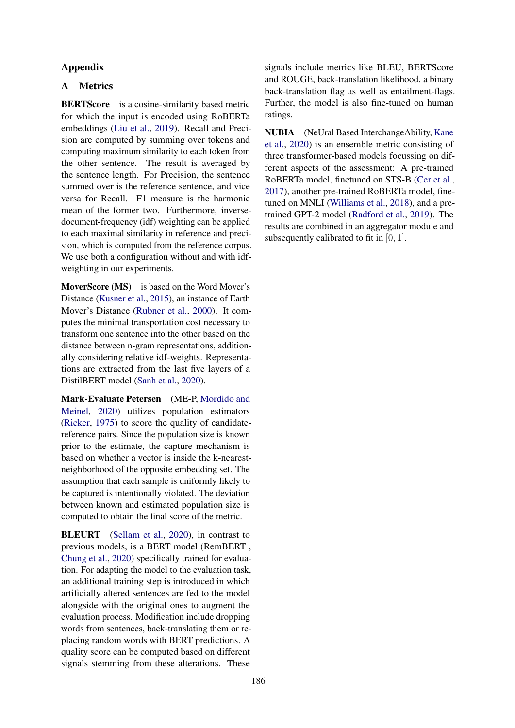# Appendix

## A Metrics

**BERTScore** is a cosine-similarity based metric for which the input is encoded using RoBERTa embeddings (Liu et al., 2019). Recall and Precision are computed by summing over tokens and computing maximum similarity to each token from the other sentence. The result is averaged by the sentence length. For Precision, the sentence summed over is the reference sentence, and vice versa for Recall. F1 measure is the harmonic mean of the former two. Furthermore, inverse-document-frequency (idf) weighting can be applied to each maximal similarity in reference and precision, which is computed from the reference corpus. We use both a configuration without and with idf-weighting in our experiments.

**MoverScore (MS)** is based on the Word Mover's Distance (Kusner et al., 2015), an instance of Earth Mover's Distance (Rubner et al., 2000). It computes the minimal transportation cost necessary to transform one sentence into the other based on the distance between n-gram representations, additionally considering relative idf-weights. Representations are extracted from the last five layers of a DistilBERT model (Sanh et al., 2020).

**Mark-Evaluate Petersen** (ME-P, Mordido and Meinel, 2020) utilizes population estimators (Ricker, 1975) to score the quality of candidate-reference pairs. Since the population size is known prior to the estimate, the capture mechanism is based on whether a vector is inside the k-nearest-neighborhood of the opposite embedding set. The assumption that each sample is uniformly likely to be captured is intentionally violated. The deviation between known and estimated population size is computed to obtain the final score of the metric.

**BLEURT** (Sellam et al., 2020), in contrast to previous models, is a BERT model (RemBERT , Chung et al., 2020) specifically trained for evaluation. For adapting the model to the evaluation task, an additional training step is introduced in which artificially altered sentences are fed to the model alongside with the original ones to augment the evaluation process. Modification include dropping words from sentences, back-translating them or replacing random words with BERT predictions. A quality score can be computed based on different signals stemming from these alterations. These signals include metrics like BLEU, BERTScore and ROUGE, back-translation likelihood, a binary back-translation flag as well as entailment-flags. Further, the model is also fine-tuned on human ratings.

**NUBIA** (NeUral Based InterchangeAbility, Kane et al., 2020) is an ensemble metric consisting of three transformer-based models focussing on different aspects of the assessment: A pre-trained RoBERTa model, finetuned on STS-B (Cer et al., 2017), another pre-trained RoBERTa model, finetuned on MNLI (Williams et al., 2018), and a pre-trained GPT-2 model (Radford et al., 2019). The results are combined in an aggregator module and subsequently calibrated to fit in $[0, 1]$.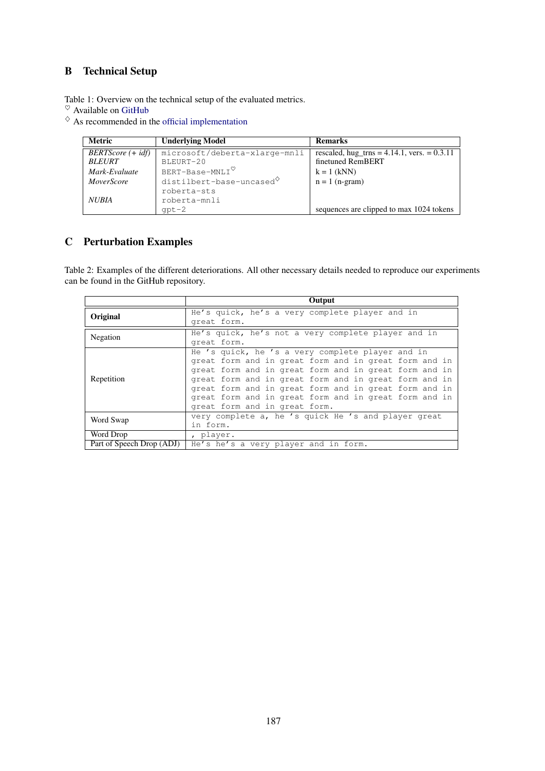## B Technical Setup

Table 1: Overview on the technical setup of the evaluated metrics.
♡ Available on GitHub
◇ As recommended in the official implementation

| Metric | Underlying Model | Remarks |
|---|---|---|
| *BERTScore (+ idf)* | microsoft/deberta-xlarge-mnli | rescaled, hug_trns = 4.14.1, vers. = 0.3.11 |
| *BLEURT* | BLEURT-20 | finetuned RemBERT |
| *Mark-Evaluate* | BERT-Base-MNLI♡ | k = 1 (kNN) |
| *MoverScore* | distilbert-base-uncased◇ | n = 1 (n-gram) |
| | roberta-sts | |
| *NUBIA* | roberta-mnli | |
| | gpt-2 | sequences are clipped to max 1024 tokens |

## C Perturbation Examples

Table 2: Examples of the different deteriorations. All other necessary details needed to reproduce our experiments can be found in the GitHub repository.

| | Output |
|---|---|
| **Original** | He's quick, he's a very complete player and in great form. |
| Negation | He's quick, he's not a very complete player and in great form. |
| Repetition | He 's quick, he 's a very complete player and in great form and in great form and in great form and in great form and in great form and in great form and in great form and in great form and in great form and in great form and in great form and in great form and in great form and in great form and in great form and in great form and in great form. |
| Word Swap | very complete a, he 's quick He 's and player great in form. |
| Word Drop | , player. |
| Part of Speech Drop (ADJ) | He's he's a very player and in form. |